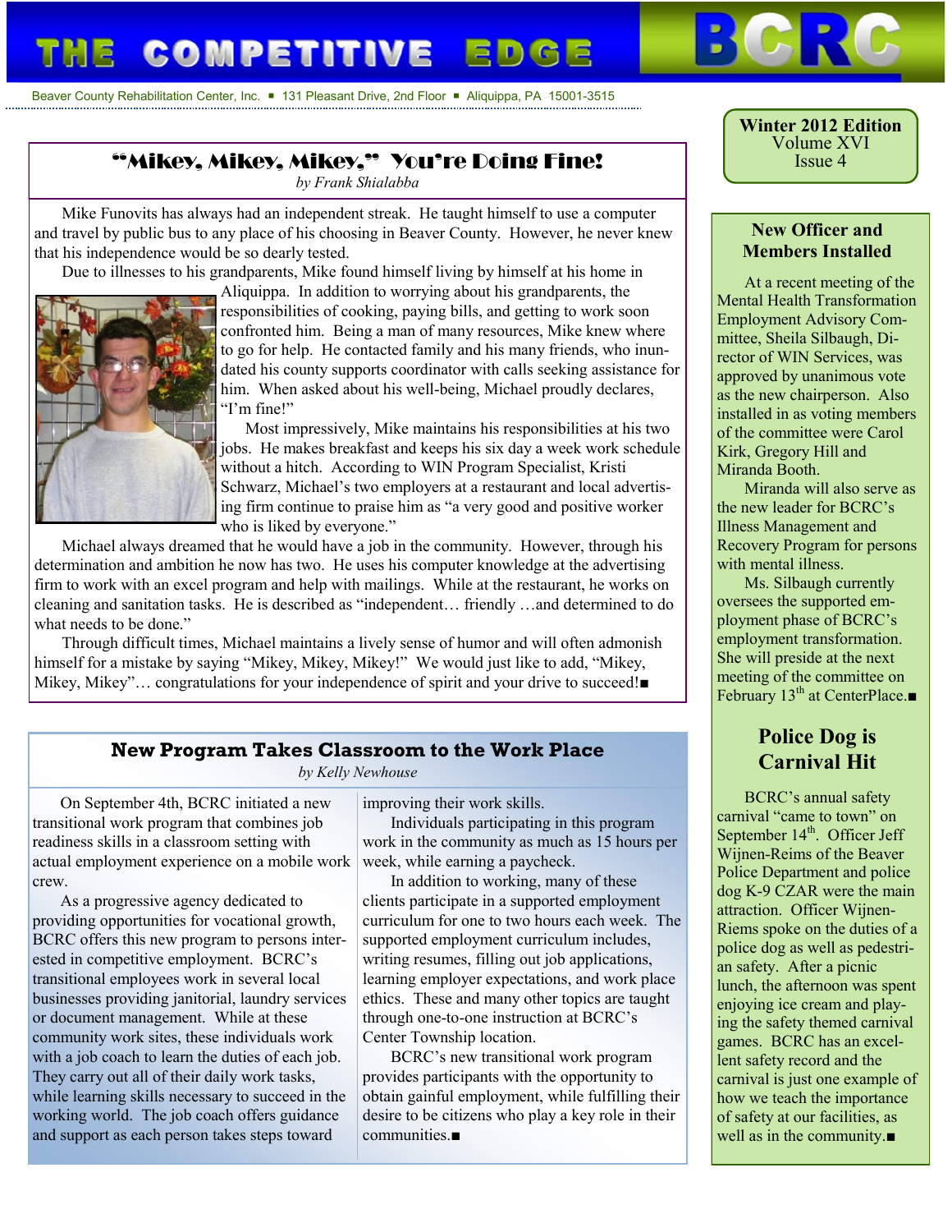# THE COMPETITIVE EDGE

# BCRC

Beaver County Rehabilitation Center, Inc. ▪ 131 Pleasant Drive, 2nd Floor ▪ Aliquippa, PA 15001-3515

**Winter 2012 Edition**
Volume XVI
Issue 4

## "Mikey, Mikey, Mikey," You're Doing Fine!

*by Frank Shialabba*

Mike Funovits has always had an independent streak. He taught himself to use a computer and travel by public bus to any place of his choosing in Beaver County. However, he never knew that his independence would be so dearly tested.

Due to illnesses to his grandparents, Mike found himself living by himself at his home in Aliquippa. In addition to worrying about his grandparents, the responsibilities of cooking, paying bills, and getting to work soon confronted him. Being a man of many resources, Mike knew where to go for help. He contacted family and his many friends, who inundated his county supports coordinator with calls seeking assistance for him. When asked about his well-being, Michael proudly declares, "I'm fine!"

Most impressively, Mike maintains his responsibilities at his two jobs. He makes breakfast and keeps his six day a week work schedule without a hitch. According to WIN Program Specialist, Kristi Schwarz, Michael's two employers at a restaurant and local advertising firm continue to praise him as "a very good and positive worker who is liked by everyone."

Michael always dreamed that he would have a job in the community. However, through his determination and ambition he now has two. He uses his computer knowledge at the advertising firm to work with an excel program and help with mailings. While at the restaurant, he works on cleaning and sanitation tasks. He is described as "independent… friendly …and determined to do what needs to be done."

Through difficult times, Michael maintains a lively sense of humor and will often admonish himself for a mistake by saying "Mikey, Mikey, Mikey!" We would just like to add, "Mikey, Mikey, Mikey"… congratulations for your independence of spirit and your drive to succeed!■

## New Program Takes Classroom to the Work Place

*by Kelly Newhouse*

On September 4th, BCRC initiated a new transitional work program that combines job readiness skills in a classroom setting with actual employment experience on a mobile work crew.

As a progressive agency dedicated to providing opportunities for vocational growth, BCRC offers this new program to persons interested in competitive employment. BCRC's transitional employees work in several local businesses providing janitorial, laundry services or document management. While at these community work sites, these individuals work with a job coach to learn the duties of each job. They carry out all of their daily work tasks, while learning skills necessary to succeed in the working world. The job coach offers guidance and support as each person takes steps toward improving their work skills.

Individuals participating in this program work in the community as much as 15 hours per week, while earning a paycheck.

In addition to working, many of these clients participate in a supported employment curriculum for one to two hours each week. The supported employment curriculum includes, writing resumes, filling out job applications, learning employer expectations, and work place ethics. These and many other topics are taught through one-to-one instruction at BCRC's Center Township location.

BCRC's new transitional work program provides participants with the opportunity to obtain gainful employment, while fulfilling their desire to be citizens who play a key role in their communities.■

## New Officer and Members Installed

At a recent meeting of the Mental Health Transformation Employment Advisory Committee, Sheila Silbaugh, Director of WIN Services, was approved by unanimous vote as the new chairperson. Also installed in as voting members of the committee were Carol Kirk, Gregory Hill and Miranda Booth.

Miranda will also serve as the new leader for BCRC's Illness Management and Recovery Program for persons with mental illness.

Ms. Silbaugh currently oversees the supported employment phase of BCRC's employment transformation. She will preside at the next meeting of the committee on February 13th at CenterPlace.■

## Police Dog is Carnival Hit

BCRC's annual safety carnival "came to town" on September 14th. Officer Jeff Wijnen-Reims of the Beaver Police Department and police dog K-9 CZAR were the main attraction. Officer Wijnen-Riems spoke on the duties of a police dog as well as pedestrian safety. After a picnic lunch, the afternoon was spent enjoying ice cream and playing the safety themed carnival games. BCRC has an excellent safety record and the carnival is just one example of how we teach the importance of safety at our facilities, as well as in the community.■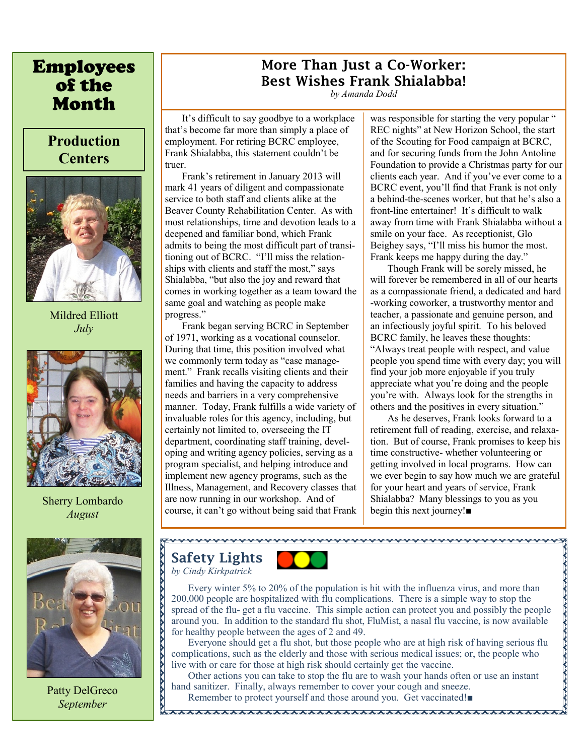# Employees of the Month

## Production Centers

Mildred Elliott
*July*

Sherry Lombardo
*August*

Patty DelGreco
*September*

## More Than Just a Co-Worker: Best Wishes Frank Shialabba!

*by Amanda Dodd*

It's difficult to say goodbye to a workplace that's become far more than simply a place of employment. For retiring BCRC employee, Frank Shialabba, this statement couldn't be truer.

Frank's retirement in January 2013 will mark 41 years of diligent and compassionate service to both staff and clients alike at the Beaver County Rehabilitation Center. As with most relationships, time and devotion leads to a deepened and familiar bond, which Frank admits to being the most difficult part of transitioning out of BCRC. "I'll miss the relationships with clients and staff the most," says Shialabba, "but also the joy and reward that comes in working together as a team toward the same goal and watching as people make progress."

Frank began serving BCRC in September of 1971, working as a vocational counselor. During that time, this position involved what we commonly term today as "case management." Frank recalls visiting clients and their families and having the capacity to address needs and barriers in a very comprehensive manner. Today, Frank fulfills a wide variety of invaluable roles for this agency, including, but certainly not limited to, overseeing the IT department, coordinating staff training, developing and writing agency policies, serving as a program specialist, and helping introduce and implement new agency programs, such as the Illness, Management, and Recovery classes that are now running in our workshop. And of course, it can't go without being said that Frank was responsible for starting the very popular " REC nights" at New Horizon School, the start of the Scouting for Food campaign at BCRC, and for securing funds from the John Antoline Foundation to provide a Christmas party for our clients each year. And if you've ever come to a BCRC event, you'll find that Frank is not only a behind-the-scenes worker, but that he's also a front-line entertainer! It's difficult to walk away from time with Frank Shialabba without a smile on your face. As receptionist, Glo Beighey says, "I'll miss his humor the most. Frank keeps me happy during the day."

Though Frank will be sorely missed, he will forever be remembered in all of our hearts as a compassionate friend, a dedicated and hard-working coworker, a trustworthy mentor and teacher, a passionate and genuine person, and an infectiously joyful spirit. To his beloved BCRC family, he leaves these thoughts: "Always treat people with respect, and value people you spend time with every day; you will find your job more enjoyable if you truly appreciate what you're doing and the people you're with. Always look for the strengths in others and the positives in every situation."

As he deserves, Frank looks forward to a retirement full of reading, exercise, and relaxation. But of course, Frank promises to keep his time constructive- whether volunteering or getting involved in local programs. How can we ever begin to say how much we are grateful for your heart and years of service, Frank Shialabba? Many blessings to you as you begin this next journey!■

## Safety Lights

*by Cindy Kirkpatrick*

Every winter 5% to 20% of the population is hit with the influenza virus, and more than 200,000 people are hospitalized with flu complications. There is a simple way to stop the spread of the flu- get a flu vaccine. This simple action can protect you and possibly the people around you. In addition to the standard flu shot, FluMist, a nasal flu vaccine, is now available for healthy people between the ages of 2 and 49.

Everyone should get a flu shot, but those people who are at high risk of having serious flu complications, such as the elderly and those with serious medical issues; or, the people who live with or care for those at high risk should certainly get the vaccine.

Other actions you can take to stop the flu are to wash your hands often or use an instant hand sanitizer. Finally, always remember to cover your cough and sneeze.

Remember to protect yourself and those around you. Get vaccinated!■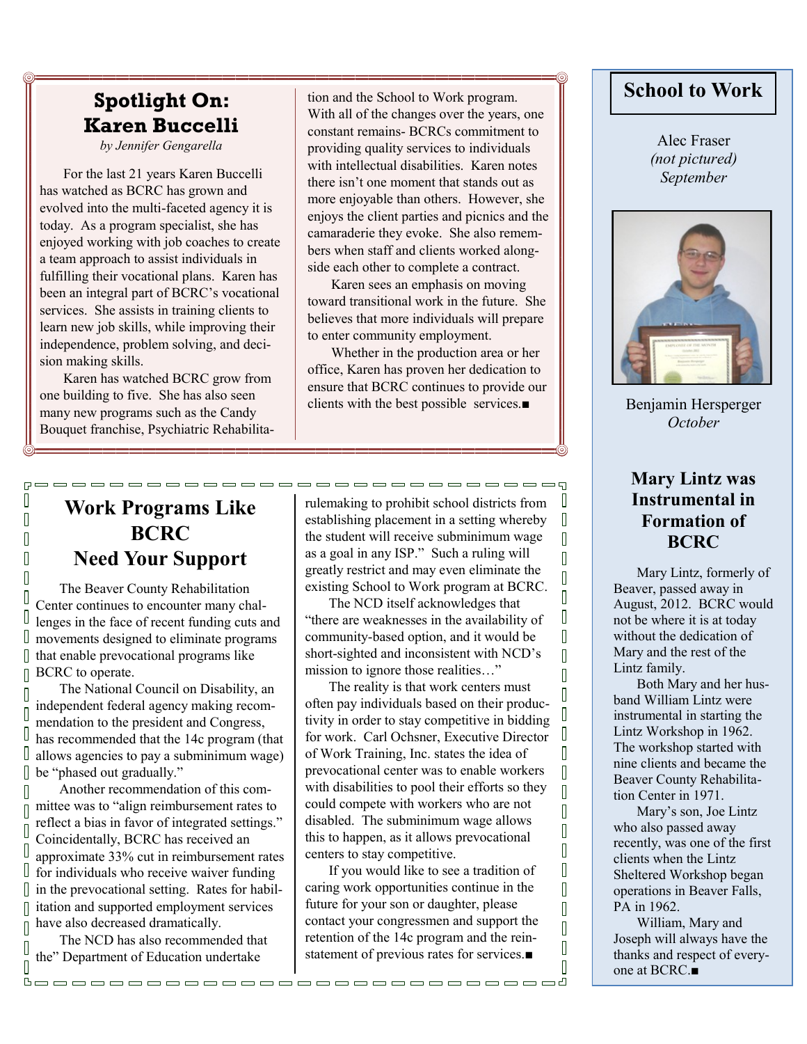## Spotlight On: Karen Buccelli

*by Jennifer Gengarella*

For the last 21 years Karen Buccelli has watched as BCRC has grown and evolved into the multi-faceted agency it is today. As a program specialist, she has enjoyed working with job coaches to create a team approach to assist individuals in fulfilling their vocational plans. Karen has been an integral part of BCRC's vocational services. She assists in training clients to learn new job skills, while improving their independence, problem solving, and decision making skills.

Karen has watched BCRC grow from one building to five. She has also seen many new programs such as the Candy Bouquet franchise, Psychiatric Rehabilitation and the School to Work program. With all of the changes over the years, one constant remains- BCRCs commitment to providing quality services to individuals with intellectual disabilities. Karen notes there isn't one moment that stands out as more enjoyable than others. However, she enjoys the client parties and picnics and the camaraderie they evoke. She also remembers when staff and clients worked alongside each other to complete a contract.

Karen sees an emphasis on moving toward transitional work in the future. She believes that more individuals will prepare to enter community employment.

Whether in the production area or her office, Karen has proven her dedication to ensure that BCRC continues to provide our clients with the best possible services.■

## Work Programs Like BCRC Need Your Support

The Beaver County Rehabilitation Center continues to encounter many challenges in the face of recent funding cuts and movements designed to eliminate programs that enable prevocational programs like BCRC to operate.

The National Council on Disability, an independent federal agency making recommendation to the president and Congress, has recommended that the 14c program (that allows agencies to pay a subminimum wage) be "phased out gradually."

Another recommendation of this committee was to "align reimbursement rates to reflect a bias in favor of integrated settings." Coincidentally, BCRC has received an approximate 33% cut in reimbursement rates for individuals who receive waiver funding in the prevocational setting. Rates for habilitation and supported employment services have also decreased dramatically.

The NCD has also recommended that the" Department of Education undertake rulemaking to prohibit school districts from establishing placement in a setting whereby the student will receive subminimum wage as a goal in any ISP." Such a ruling will greatly restrict and may even eliminate the existing School to Work program at BCRC.

The NCD itself acknowledges that "there are weaknesses in the availability of community-based option, and it would be short-sighted and inconsistent with NCD's mission to ignore those realities…"

The reality is that work centers must often pay individuals based on their productivity in order to stay competitive in bidding for work. Carl Ochsner, Executive Director of Work Training, Inc. states the idea of prevocational center was to enable workers with disabilities to pool their efforts so they could compete with workers who are not disabled. The subminimum wage allows this to happen, as it allows prevocational centers to stay competitive.

If you would like to see a tradition of caring work opportunities continue in the future for your son or daughter, please contact your congressmen and support the retention of the 14c program and the reinstatement of previous rates for services.■

## School to Work

Alec Fraser
*(not pictured)*
*September*

Benjamin Hersperger
*October*

## Mary Lintz was Instrumental in Formation of BCRC

Mary Lintz, formerly of Beaver, passed away in August, 2012. BCRC would not be where it is at today without the dedication of Mary and the rest of the Lintz family.

Both Mary and her husband William Lintz were instrumental in starting the Lintz Workshop in 1962. The workshop started with nine clients and became the Beaver County Rehabilitation Center in 1971.

Mary's son, Joe Lintz who also passed away recently, was one of the first clients when the Lintz Sheltered Workshop began operations in Beaver Falls, PA in 1962.

William, Mary and Joseph will always have the thanks and respect of everyone at BCRC.■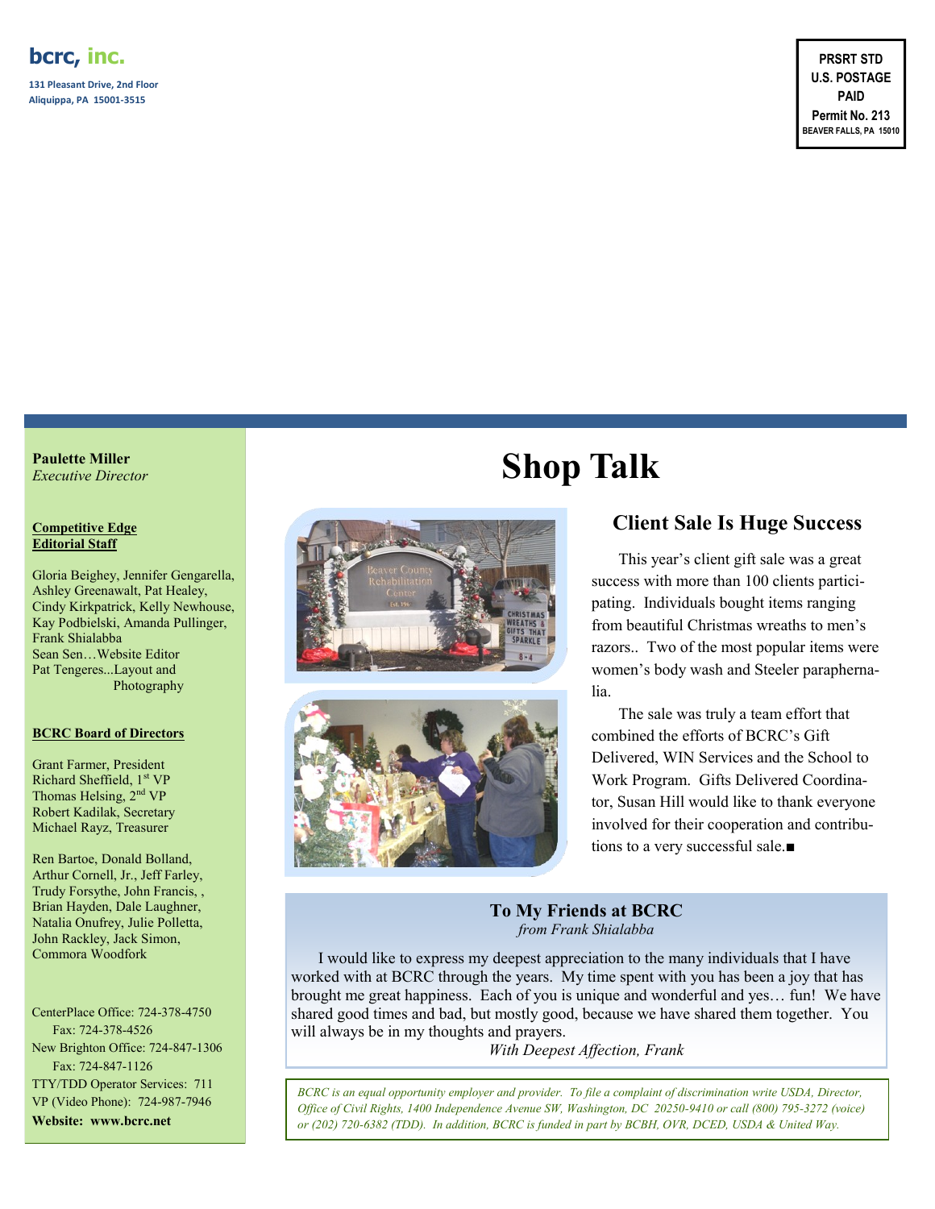**bcrc, inc.**

131 Pleasant Drive, 2nd Floor
Aliquippa, PA 15001-3515

PRSRT STD
U.S. POSTAGE
PAID
Permit No. 213
BEAVER FALLS, PA 15010

**Paulette Miller**
*Executive Director*

**Competitive Edge Editorial Staff**

Gloria Beighey, Jennifer Gengarella, Ashley Greenawalt, Pat Healey, Cindy Kirkpatrick, Kelly Newhouse, Kay Podbielski, Amanda Pullinger, Frank Shialabba
Sean Sen…Website Editor
Pat Tengeres...Layout and Photography

**BCRC Board of Directors**

Grant Farmer, President
Richard Sheffield, 1st VP
Thomas Helsing, 2nd VP
Robert Kadilak, Secretary
Michael Rayz, Treasurer

Ren Bartoe, Donald Bolland, Arthur Cornell, Jr., Jeff Farley, Trudy Forsythe, John Francis, , Brian Hayden, Dale Laughner, Natalia Onufrey, Julie Polletta, John Rackley, Jack Simon, Commora Woodfork

CenterPlace Office: 724-378-4750
Fax: 724-378-4526
New Brighton Office: 724-847-1306
Fax: 724-847-1126
TTY/TDD Operator Services: 711
VP (Video Phone): 724-987-7946
**Website: www.bcrc.net**

# Shop Talk

## Client Sale Is Huge Success

This year's client gift sale was a great success with more than 100 clients participating. Individuals bought items ranging from beautiful Christmas wreaths to men's razors.. Two of the most popular items were women's body wash and Steeler paraphernalia.

The sale was truly a team effort that combined the efforts of BCRC's Gift Delivered, WIN Services and the School to Work Program. Gifts Delivered Coordinator, Susan Hill would like to thank everyone involved for their cooperation and contributions to a very successful sale.■

### To My Friends at BCRC
*from Frank Shialabba*

I would like to express my deepest appreciation to the many individuals that I have worked with at BCRC through the years. My time spent with you has been a joy that has brought me great happiness. Each of you is unique and wonderful and yes… fun! We have shared good times and bad, but mostly good, because we have shared them together. You will always be in my thoughts and prayers.

*With Deepest Affection, Frank*

*BCRC is an equal opportunity employer and provider. To file a complaint of discrimination write USDA, Director, Office of Civil Rights, 1400 Independence Avenue SW, Washington, DC 20250-9410 or call (800) 795-3272 (voice) or (202) 720-6382 (TDD). In addition, BCRC is funded in part by BCBH, OVR, DCED, USDA & United Way.*